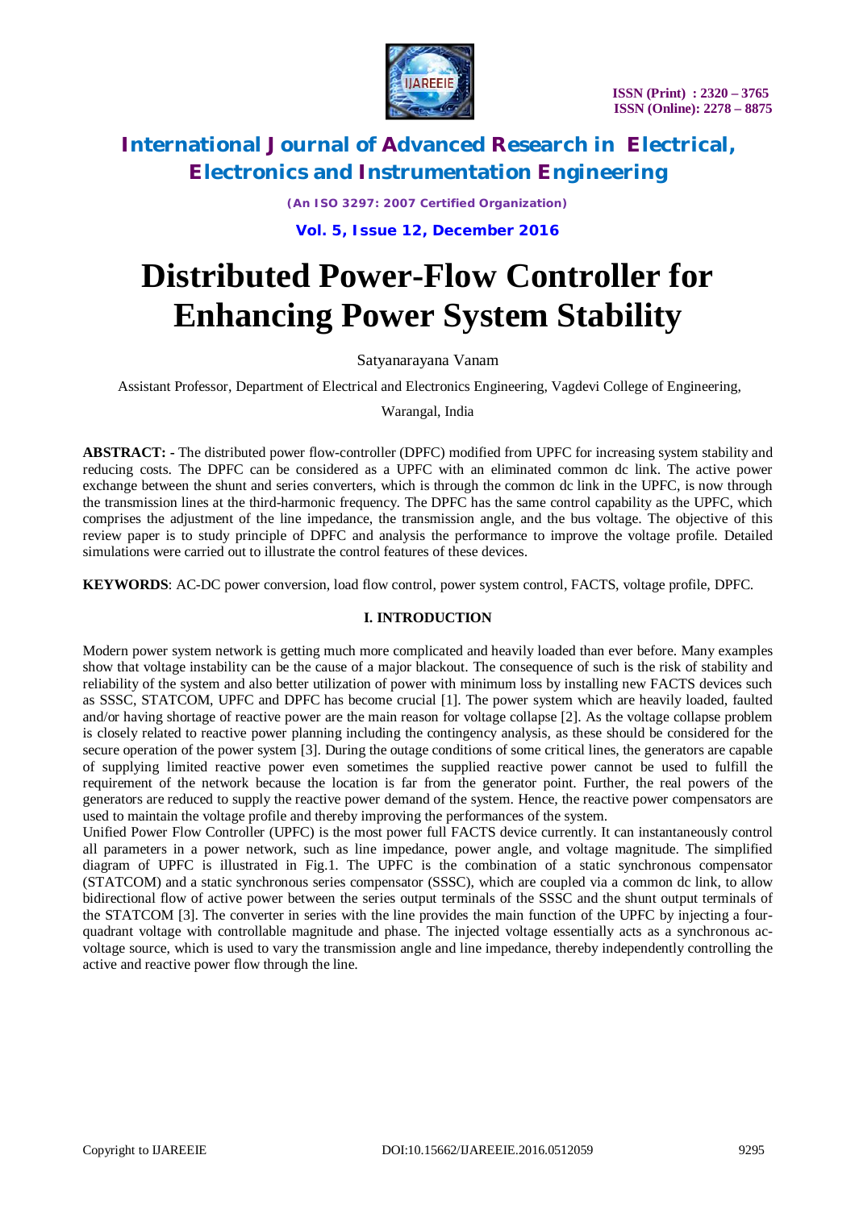# Distributed Power-Flow Controller for Enhancing Power System Stability

Satyanarayana Vanam

Assistant Professor, Department of Electrical and Electronics Engineering, Vagdevi College of Engineering, Warangal, India

**ABSTRACT: -** The distributed power flow-controller (DPFC) modified from UPFC for increasing system stability and reducing costs. The DPFC can be considered as a UPFC with an eliminated common dc link. The active power exchange between the shunt and series converters, which is through the common dc link in the UPFC, is now through the transmission lines at the third-harmonic frequency. The DPFC has the same control capability as the UPFC, which comprises the adjustment of the line impedance, the transmission angle, and the bus voltage. The objective of this review paper is to study principle of DPFC and analysis the performance to improve the voltage profile. Detailed simulations were carried out to illustrate the control features of these devices.

**KEYWORDS**: AC-DC power conversion, load flow control, power system control, FACTS, voltage profile, DPFC.

## I. INTRODUCTION

Modern power system network is getting much more complicated and heavily loaded than ever before. Many examples show that voltage instability can be the cause of a major blackout. The consequence of such is the risk of stability and reliability of the system and also better utilization of power with minimum loss by installing new FACTS devices such as SSSC, STATCOM, UPFC and DPFC has become crucial [1]. The power system which are heavily loaded, faulted and/or having shortage of reactive power are the main reason for voltage collapse [2]. As the voltage collapse problem is closely related to reactive power planning including the contingency analysis, as these should be considered for the secure operation of the power system [3]. During the outage conditions of some critical lines, the generators are capable of supplying limited reactive power even sometimes the supplied reactive power cannot be used to fulfill the requirement of the network because the location is far from the generator point. Further, the real powers of the generators are reduced to supply the reactive power demand of the system. Hence, the reactive power compensators are used to maintain the voltage profile and thereby improving the performances of the system.

Unified Power Flow Controller (UPFC) is the most power full FACTS device currently. It can instantaneously control all parameters in a power network, such as line impedance, power angle, and voltage magnitude. The simplified diagram of UPFC is illustrated in Fig.1. The UPFC is the combination of a static synchronous compensator (STATCOM) and a static synchronous series compensator (SSSC), which are coupled via a common dc link, to allow bidirectional flow of active power between the series output terminals of the SSSC and the shunt output terminals of the STATCOM [3]. The converter in series with the line provides the main function of the UPFC by injecting a four-quadrant voltage with controllable magnitude and phase. The injected voltage essentially acts as a synchronous ac-voltage source, which is used to vary the transmission angle and line impedance, thereby independently controlling the active and reactive power flow through the line.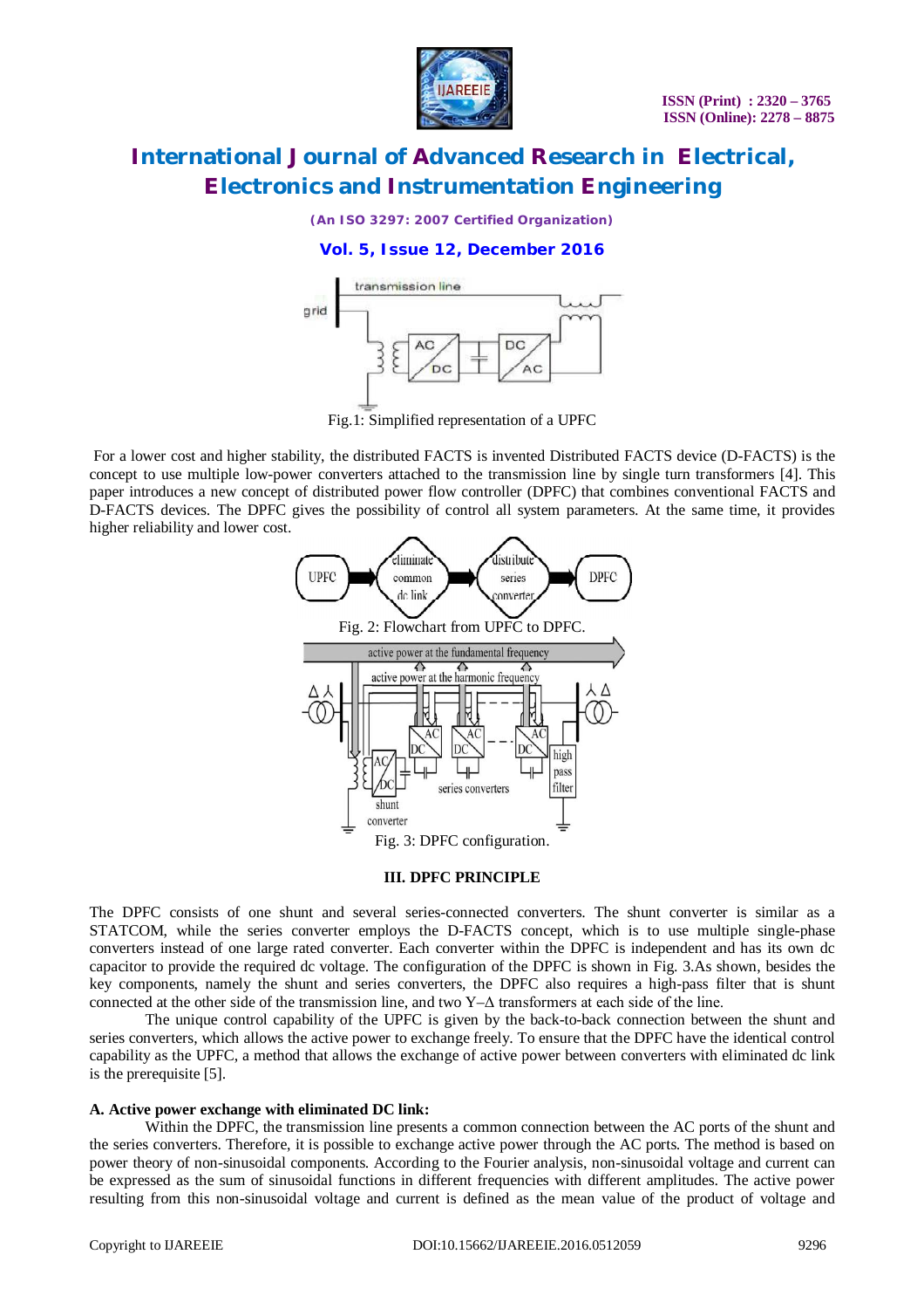Fig.1: Simplified representation of a UPFC

For a lower cost and higher stability, the distributed FACTS is invented Distributed FACTS device (D-FACTS) is the concept to use multiple low-power converters attached to the transmission line by single turn transformers [4]. This paper introduces a new concept of distributed power flow controller (DPFC) that combines conventional FACTS and D-FACTS devices. The DPFC gives the possibility of control all system parameters. At the same time, it provides higher reliability and lower cost.

Fig. 2: Flowchart from UPFC to DPFC.

Fig. 3: DPFC configuration.

### III. DPFC PRINCIPLE

The DPFC consists of one shunt and several series-connected converters. The shunt converter is similar as a STATCOM, while the series converter employs the D-FACTS concept, which is to use multiple single-phase converters instead of one large rated converter. Each converter within the DPFC is independent and has its own dc capacitor to provide the required dc voltage. The configuration of the DPFC is shown in Fig. 3.As shown, besides the key components, namely the shunt and series converters, the DPFC also requires a high-pass filter that is shunt connected at the other side of the transmission line, and two Y–Δ transformers at each side of the line.

The unique control capability of the UPFC is given by the back-to-back connection between the shunt and series converters, which allows the active power to exchange freely. To ensure that the DPFC have the identical control capability as the UPFC, a method that allows the exchange of active power between converters with eliminated dc link is the prerequisite [5].

#### A. Active power exchange with eliminated DC link:

Within the DPFC, the transmission line presents a common connection between the AC ports of the shunt and the series converters. Therefore, it is possible to exchange active power through the AC ports. The method is based on power theory of non-sinusoidal components. According to the Fourier analysis, non-sinusoidal voltage and current can be expressed as the sum of sinusoidal functions in different frequencies with different amplitudes. The active power resulting from this non-sinusoidal voltage and current is defined as the mean value of the product of voltage and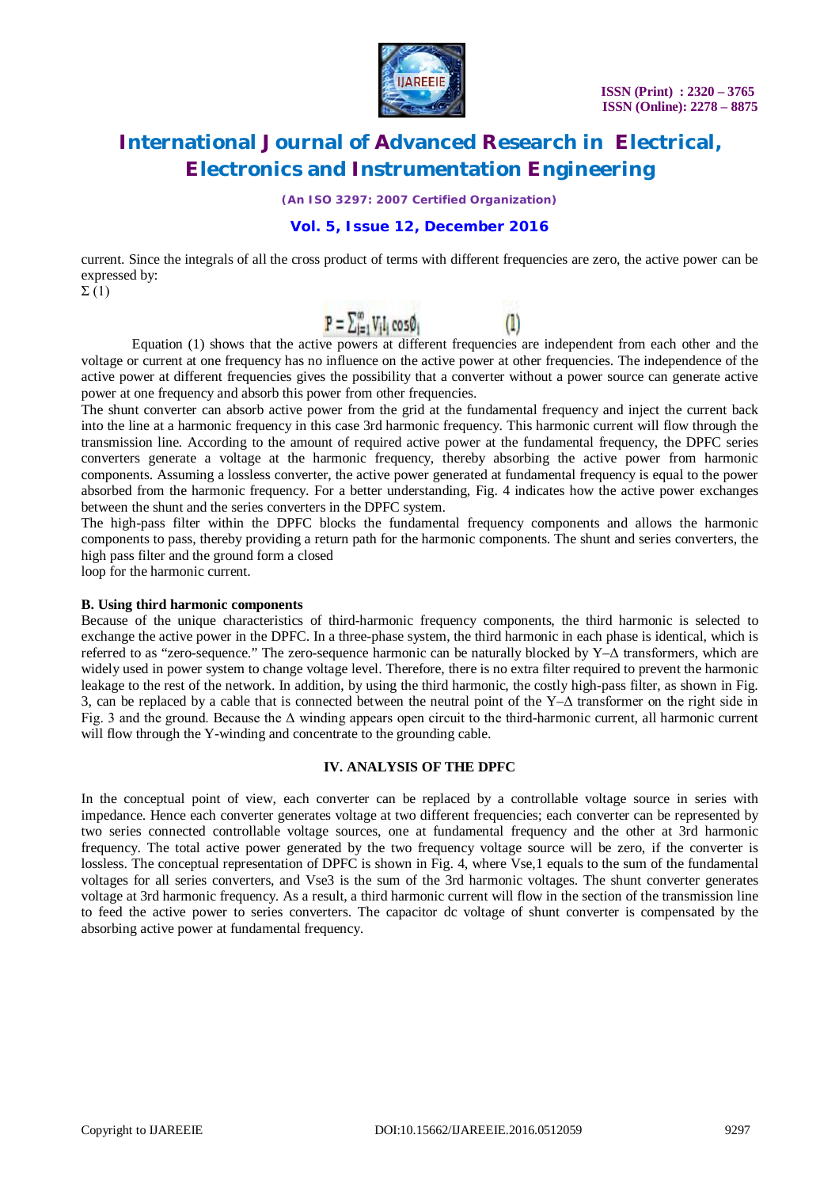current. Since the integrals of all the cross product of terms with different frequencies are zero, the active power can be expressed by:

Σ (1)

$$P = \sum_{i=1}^{\infty} V_i I_i \cos\phi_i \qquad (1)$$

Equation (1) shows that the active powers at different frequencies are independent from each other and the voltage or current at one frequency has no influence on the active power at other frequencies. The independence of the active power at different frequencies gives the possibility that a converter without a power source can generate active power at one frequency and absorb this power from other frequencies.

The shunt converter can absorb active power from the grid at the fundamental frequency and inject the current back into the line at a harmonic frequency in this case 3rd harmonic frequency. This harmonic current will flow through the transmission line. According to the amount of required active power at the fundamental frequency, the DPFC series converters generate a voltage at the harmonic frequency, thereby absorbing the active power from harmonic components. Assuming a lossless converter, the active power generated at fundamental frequency is equal to the power absorbed from the harmonic frequency. For a better understanding, Fig. 4 indicates how the active power exchanges between the shunt and the series converters in the DPFC system.

The high-pass filter within the DPFC blocks the fundamental frequency components and allows the harmonic components to pass, thereby providing a return path for the harmonic components. The shunt and series converters, the high pass filter and the ground form a closed loop for the harmonic current.

**B. Using third harmonic components**

Because of the unique characteristics of third-harmonic frequency components, the third harmonic is selected to exchange the active power in the DPFC. In a three-phase system, the third harmonic in each phase is identical, which is referred to as "zero-sequence." The zero-sequence harmonic can be naturally blocked by Y–Δ transformers, which are widely used in power system to change voltage level. Therefore, there is no extra filter required to prevent the harmonic leakage to the rest of the network. In addition, by using the third harmonic, the costly high-pass filter, as shown in Fig. 3, can be replaced by a cable that is connected between the neutral point of the Y–Δ transformer on the right side in Fig. 3 and the ground. Because the Δ winding appears open circuit to the third-harmonic current, all harmonic current will flow through the Y-winding and concentrate to the grounding cable.

## IV. ANALYSIS OF THE DPFC

In the conceptual point of view, each converter can be replaced by a controllable voltage source in series with impedance. Hence each converter generates voltage at two different frequencies; each converter can be represented by two series connected controllable voltage sources, one at fundamental frequency and the other at 3rd harmonic frequency. The total active power generated by the two frequency voltage source will be zero, if the converter is lossless. The conceptual representation of DPFC is shown in Fig. 4, where $V_{se,1}$ equals to the sum of the fundamental voltages for all series converters, and $V_{se3}$ is the sum of the 3rd harmonic voltages. The shunt converter generates voltage at 3rd harmonic frequency. As a result, a third harmonic current will flow in the section of the transmission line to feed the active power to series converters. The capacitor dc voltage of shunt converter is compensated by the absorbing active power at fundamental frequency.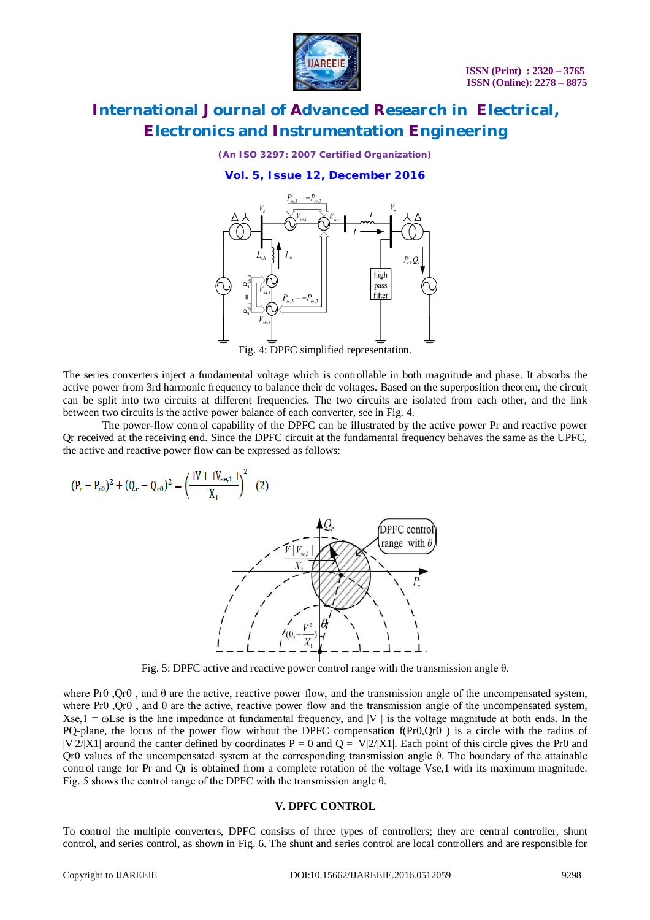Fig. 4: DPFC simplified representation.

The series converters inject a fundamental voltage which is controllable in both magnitude and phase. It absorbs the active power from 3rd harmonic frequency to balance their dc voltages. Based on the superposition theorem, the circuit can be split into two circuits at different frequencies. The two circuits are isolated from each other, and the link between two circuits is the active power balance of each converter, see in Fig. 4.

The power-flow control capability of the DPFC can be illustrated by the active power Pr and reactive power Qr received at the receiving end. Since the DPFC circuit at the fundamental frequency behaves the same as the UPFC, the active and reactive power flow can be expressed as follows:

$$(P_r - P_{r0})^2 + (Q_r - Q_{r0})^2 = \left(\frac{|V|\ |V_{se,1}|}{X_1}\right)^2 \quad (2)$$

Fig. 5: DPFC active and reactive power control range with the transmission angle θ.

where Pr0 ,Qr0 , and θ are the active, reactive power flow, and the transmission angle of the uncompensated system, where Pr0 ,Qr0 , and θ are the active, reactive power flow and the transmission angle of the uncompensated system, Xse,1 = ωLse is the line impedance at fundamental frequency, and |V | is the voltage magnitude at both ends. In the PQ-plane, the locus of the power flow without the DPFC compensation f(Pr0,Qr0 ) is a circle with the radius of |V|2/|X1| around the canter defined by coordinates P = 0 and Q = |V|2/|X1|. Each point of this circle gives the Pr0 and Qr0 values of the uncompensated system at the corresponding transmission angle θ. The boundary of the attainable control range for Pr and Qr is obtained from a complete rotation of the voltage Vse,1 with its maximum magnitude. Fig. 5 shows the control range of the DPFC with the transmission angle θ.

## V. DPFC CONTROL

To control the multiple converters, DPFC consists of three types of controllers; they are central controller, shunt control, and series control, as shown in Fig. 6. The shunt and series control are local controllers and are responsible for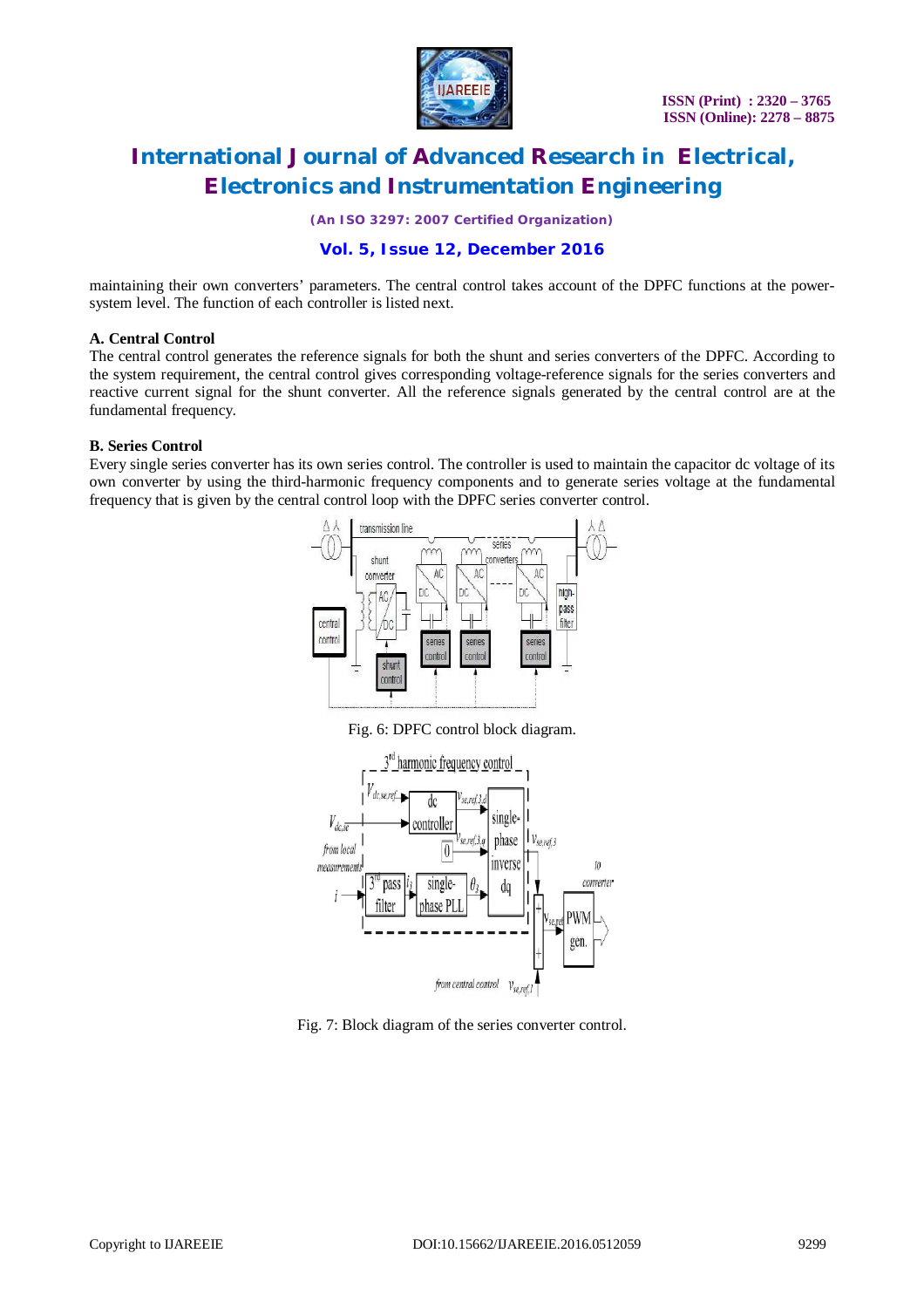maintaining their own converters' parameters. The central control takes account of the DPFC functions at the power-system level. The function of each controller is listed next.

**A. Central Control**

The central control generates the reference signals for both the shunt and series converters of the DPFC. According to the system requirement, the central control gives corresponding voltage-reference signals for the series converters and reactive current signal for the shunt converter. All the reference signals generated by the central control are at the fundamental frequency.

**B. Series Control**

Every single series converter has its own series control. The controller is used to maintain the capacitor dc voltage of its own converter by using the third-harmonic frequency components and to generate series voltage at the fundamental frequency that is given by the central control loop with the DPFC series converter control.

Fig. 6: DPFC control block diagram.

Fig. 7: Block diagram of the series converter control.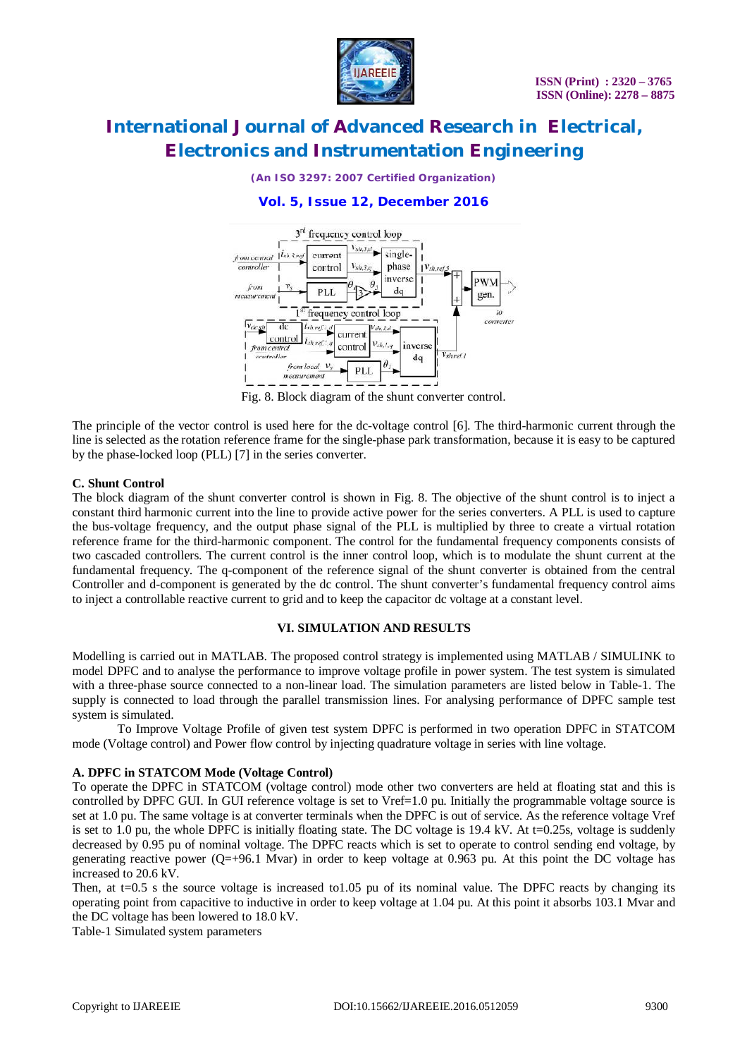Fig. 8. Block diagram of the shunt converter control.

The principle of the vector control is used here for the dc-voltage control [6]. The third-harmonic current through the line is selected as the rotation reference frame for the single-phase park transformation, because it is easy to be captured by the phase-locked loop (PLL) [7] in the series converter.

### C. Shunt Control

The block diagram of the shunt converter control is shown in Fig. 8. The objective of the shunt control is to inject a constant third harmonic current into the line to provide active power for the series converters. A PLL is used to capture the bus-voltage frequency, and the output phase signal of the PLL is multiplied by three to create a virtual rotation reference frame for the third-harmonic component. The control for the fundamental frequency components consists of two cascaded controllers. The current control is the inner control loop, which is to modulate the shunt current at the fundamental frequency. The q-component of the reference signal of the shunt converter is obtained from the central Controller and d-component is generated by the dc control. The shunt converter's fundamental frequency control aims to inject a controllable reactive current to grid and to keep the capacitor dc voltage at a constant level.

## VI. SIMULATION AND RESULTS

Modelling is carried out in MATLAB. The proposed control strategy is implemented using MATLAB / SIMULINK to model DPFC and to analyse the performance to improve voltage profile in power system. The test system is simulated with a three-phase source connected to a non-linear load. The simulation parameters are listed below in Table-1. The supply is connected to load through the parallel transmission lines. For analysing performance of DPFC sample test system is simulated.

To Improve Voltage Profile of given test system DPFC is performed in two operation DPFC in STATCOM mode (Voltage control) and Power flow control by injecting quadrature voltage in series with line voltage.

### A. DPFC in STATCOM Mode (Voltage Control)

To operate the DPFC in STATCOM (voltage control) mode other two converters are held at floating stat and this is controlled by DPFC GUI. In GUI reference voltage is set to Vref=1.0 pu. Initially the programmable voltage source is set at 1.0 pu. The same voltage is at converter terminals when the DPFC is out of service. As the reference voltage Vref is set to 1.0 pu, the whole DPFC is initially floating state. The DC voltage is 19.4 kV. At t=0.25s, voltage is suddenly decreased by 0.95 pu of nominal voltage. The DPFC reacts which is set to operate to control sending end voltage, by generating reactive power (Q=+96.1 Mvar) in order to keep voltage at 0.963 pu. At this point the DC voltage has increased to 20.6 kV.

Then, at t=0.5 s the source voltage is increased to1.05 pu of its nominal value. The DPFC reacts by changing its operating point from capacitive to inductive in order to keep voltage at 1.04 pu. At this point it absorbs 103.1 Mvar and the DC voltage has been lowered to 18.0 kV.

Table-1 Simulated system parameters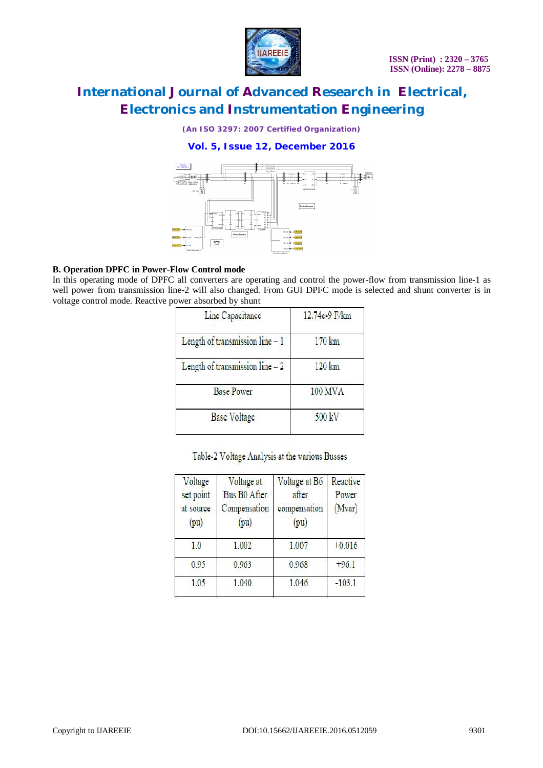**B. Operation DPFC in Power-Flow Control mode**

In this operating mode of DPFC all converters are operating and control the power-flow from transmission line-1 as well power from transmission line-2 will also changed. From GUI DPFC mode is selected and shunt converter is in voltage control mode. Reactive power absorbed by shunt

| Line Capacitance | 12.74e-9 F/km |
|---|---|
| Length of transmission line – 1 | 170 km |
| Length of transmission line – 2 | 120 km |
| Base Power | 100 MVA |
| Base Voltage | 500 kV |

Table-2 Voltage Analysis at the various Busses

| Voltage set point at source (pu) | Voltage at Bus B0 After Compensation (pu) | Voltage at B6 after compensation (pu) | Reactive Power (Mvar) |
|---|---|---|---|
| 1.0 | 1.002 | 1.007 | +0.016 |
| 0.95 | 0.963 | 0.968 | +96.1 |
| 1.05 | 1.040 | 1.046 | -103.1 |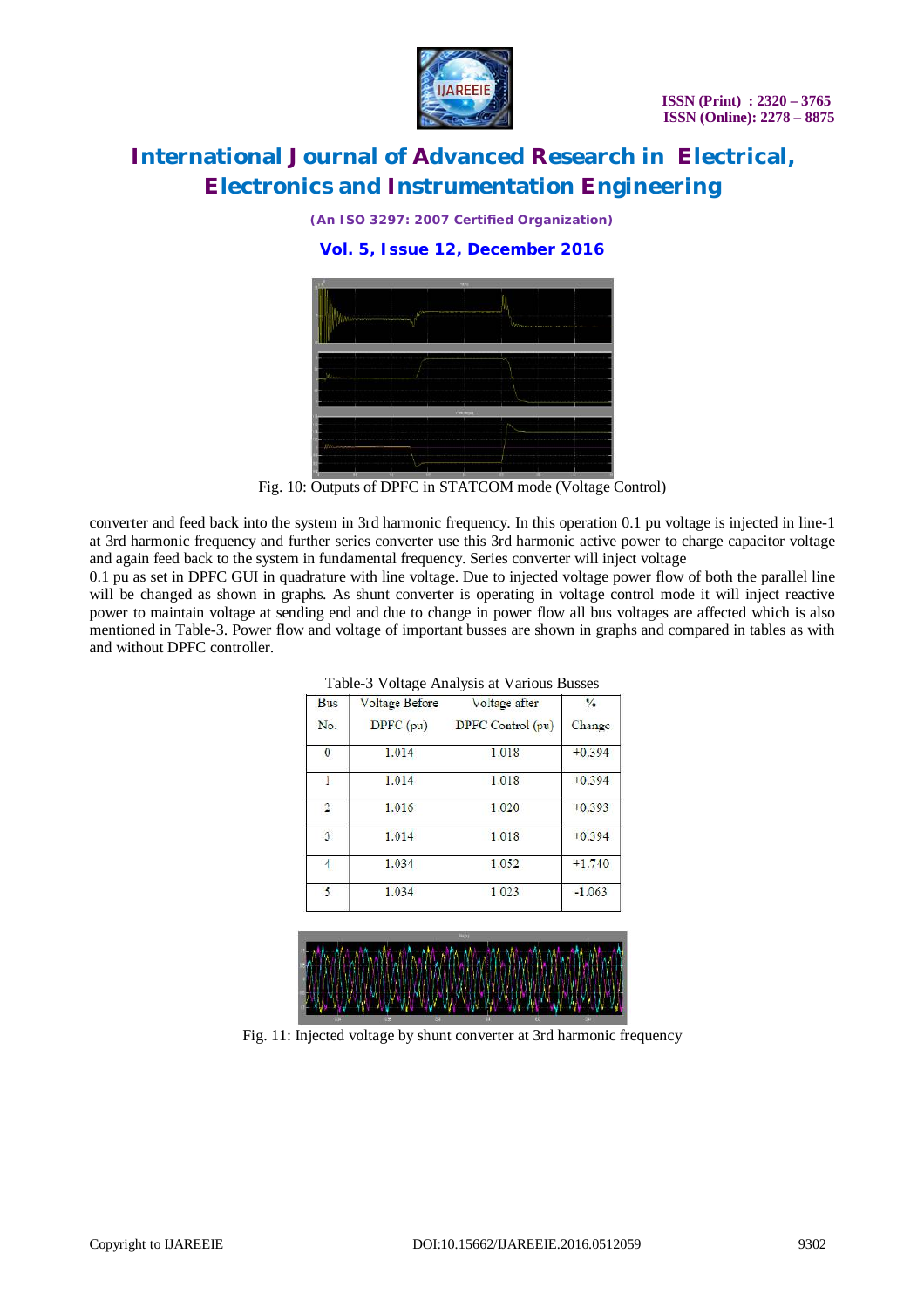Fig. 10: Outputs of DPFC in STATCOM mode (Voltage Control)

converter and feed back into the system in 3rd harmonic frequency. In this operation 0.1 pu voltage is injected in line-1 at 3rd harmonic frequency and further series converter use this 3rd harmonic active power to charge capacitor voltage and again feed back to the system in fundamental frequency. Series converter will inject voltage 0.1 pu as set in DPFC GUI in quadrature with line voltage. Due to injected voltage power flow of both the parallel line will be changed as shown in graphs. As shunt converter is operating in voltage control mode it will inject reactive power to maintain voltage at sending end and due to change in power flow all bus voltages are affected which is also mentioned in Table-3. Power flow and voltage of important busses are shown in graphs and compared in tables as with and without DPFC controller.

Table-3 Voltage Analysis at Various Busses

| Bus No. | Voltage Before DPFC (pu) | Voltage after DPFC Control (pu) | % Change |
|---|---|---|---|
| 0 | 1.014 | 1.018 | +0.394 |
| 1 | 1.014 | 1.018 | +0.394 |
| 2 | 1.016 | 1.020 | +0.393 |
| 3 | 1.014 | 1.018 | +0.394 |
| 4 | 1.034 | 1.052 | +1.740 |
| 5 | 1.034 | 1.023 | -1.063 |

Fig. 11: Injected voltage by shunt converter at 3rd harmonic frequency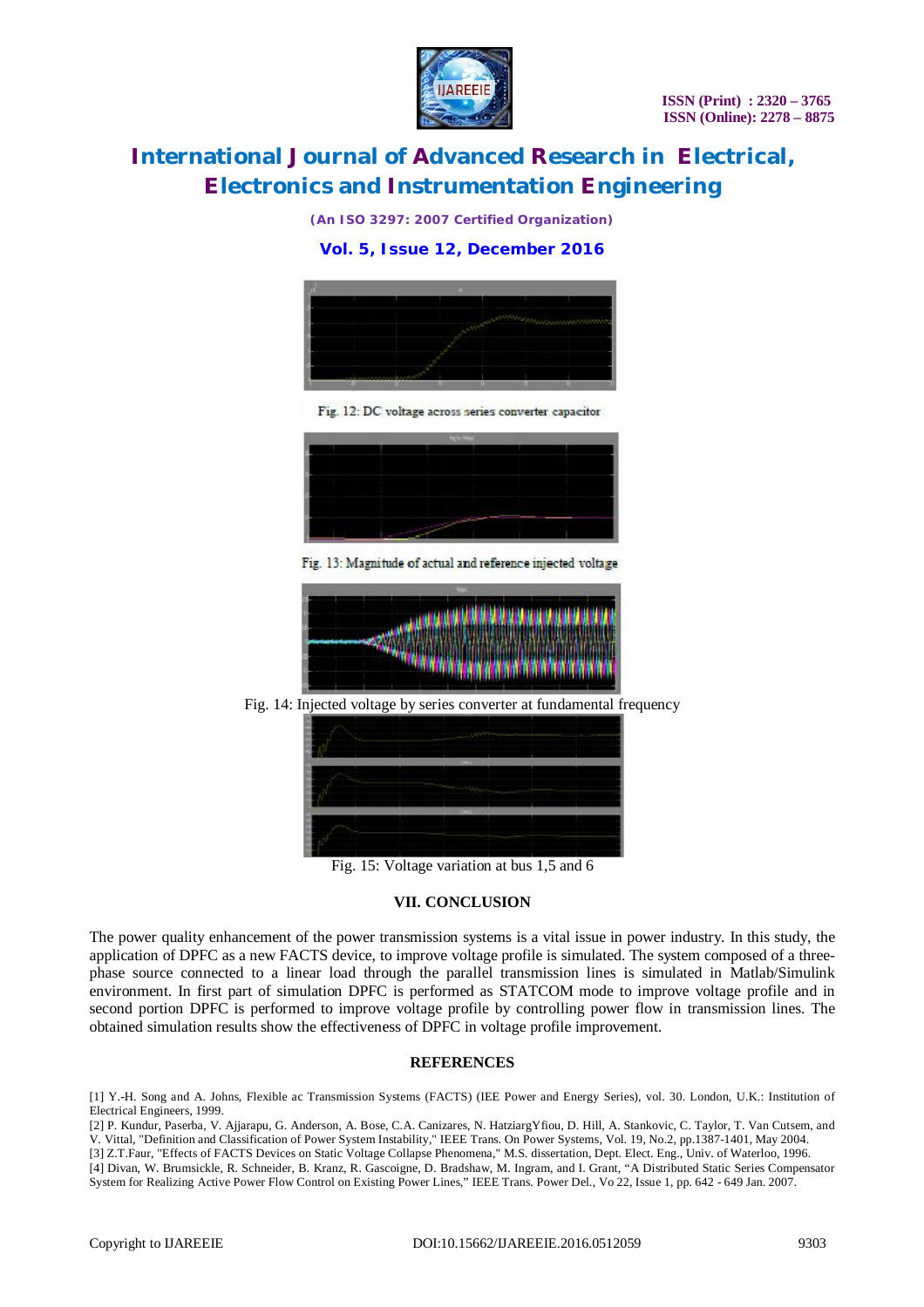Fig. 12: DC voltage across series converter capacitor

Fig. 13: Magnitude of actual and reference injected voltage

Fig. 14: Injected voltage by series converter at fundamental frequency

Fig. 15: Voltage variation at bus 1,5 and 6

## VII. CONCLUSION

The power quality enhancement of the power transmission systems is a vital issue in power industry. In this study, the application of DPFC as a new FACTS device, to improve voltage profile is simulated. The system composed of a three-phase source connected to a linear load through the parallel transmission lines is simulated in Matlab/Simulink environment. In first part of simulation DPFC is performed as STATCOM mode to improve voltage profile and in second portion DPFC is performed to improve voltage profile by controlling power flow in transmission lines. The obtained simulation results show the effectiveness of DPFC in voltage profile improvement.

## REFERENCES

[1] Y.-H. Song and A. Johns, Flexible ac Transmission Systems (FACTS) (IEE Power and Energy Series), vol. 30. London, U.K.: Institution of Electrical Engineers, 1999.

[2] P. Kundur, Paserba, V. Ajjarapu, G. Anderson, A. Bose, C.A. Canizares, N. HatziargYfiou, D. Hill, A. Stankovic, C. Taylor, T. Van Cutsem, and V. Vittal, "Definition and Classification of Power System Instability," IEEE Trans. On Power Systems, Vol. 19, No.2, pp.1387-1401, May 2004.

[3] Z.T.Faur, "Effects of FACTS Devices on Static Voltage Collapse Phenomena," M.S. dissertation, Dept. Elect. Eng., Univ. of Waterloo, 1996.

[4] Divan, W. Brumsickle, R. Schneider, B. Kranz, R. Gascoigne, D. Bradshaw, M. Ingram, and I. Grant, "A Distributed Static Series Compensator System for Realizing Active Power Flow Control on Existing Power Lines," IEEE Trans. Power Del., Vo 22, Issue 1, pp. 642 - 649 Jan. 2007.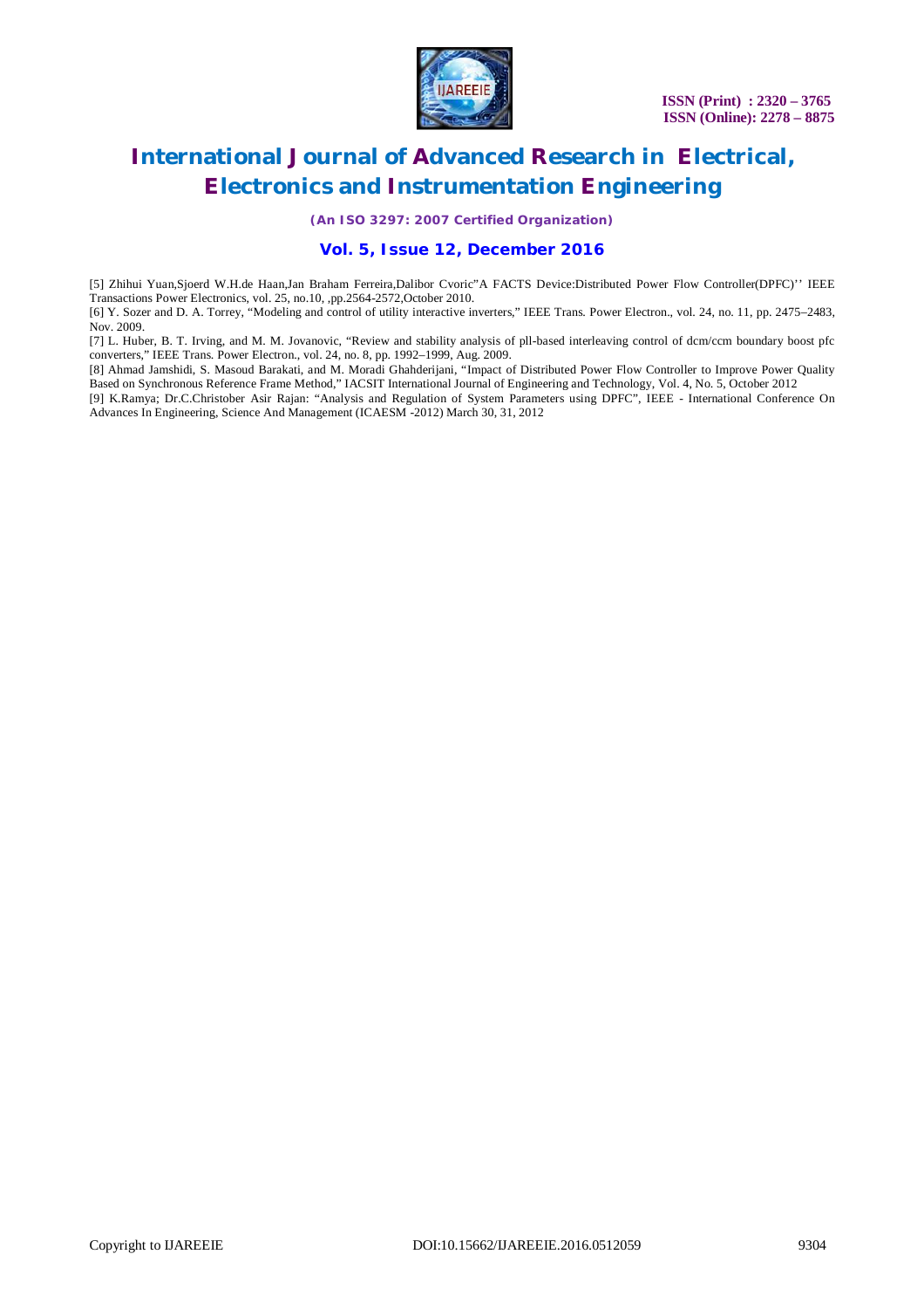[5] Zhihui Yuan,Sjoerd W.H.de Haan,Jan Braham Ferreira,Dalibor Cvoric"A FACTS Device:Distributed Power Flow Controller(DPFC)'' IEEE Transactions Power Electronics, vol. 25, no.10, ,pp.2564-2572,October 2010.

[6] Y. Sozer and D. A. Torrey, "Modeling and control of utility interactive inverters," IEEE Trans. Power Electron., vol. 24, no. 11, pp. 2475–2483, Nov. 2009.

[7] L. Huber, B. T. Irving, and M. M. Jovanovic, "Review and stability analysis of pll-based interleaving control of dcm/ccm boundary boost pfc converters," IEEE Trans. Power Electron., vol. 24, no. 8, pp. 1992–1999, Aug. 2009.

[8] Ahmad Jamshidi, S. Masoud Barakati, and M. Moradi Ghahderijani, "Impact of Distributed Power Flow Controller to Improve Power Quality Based on Synchronous Reference Frame Method," IACSIT International Journal of Engineering and Technology, Vol. 4, No. 5, October 2012

[9] K.Ramya; Dr.C.Christober Asir Rajan: "Analysis and Regulation of System Parameters using DPFC", IEEE - International Conference On Advances In Engineering, Science And Management (ICAESM -2012) March 30, 31, 2012